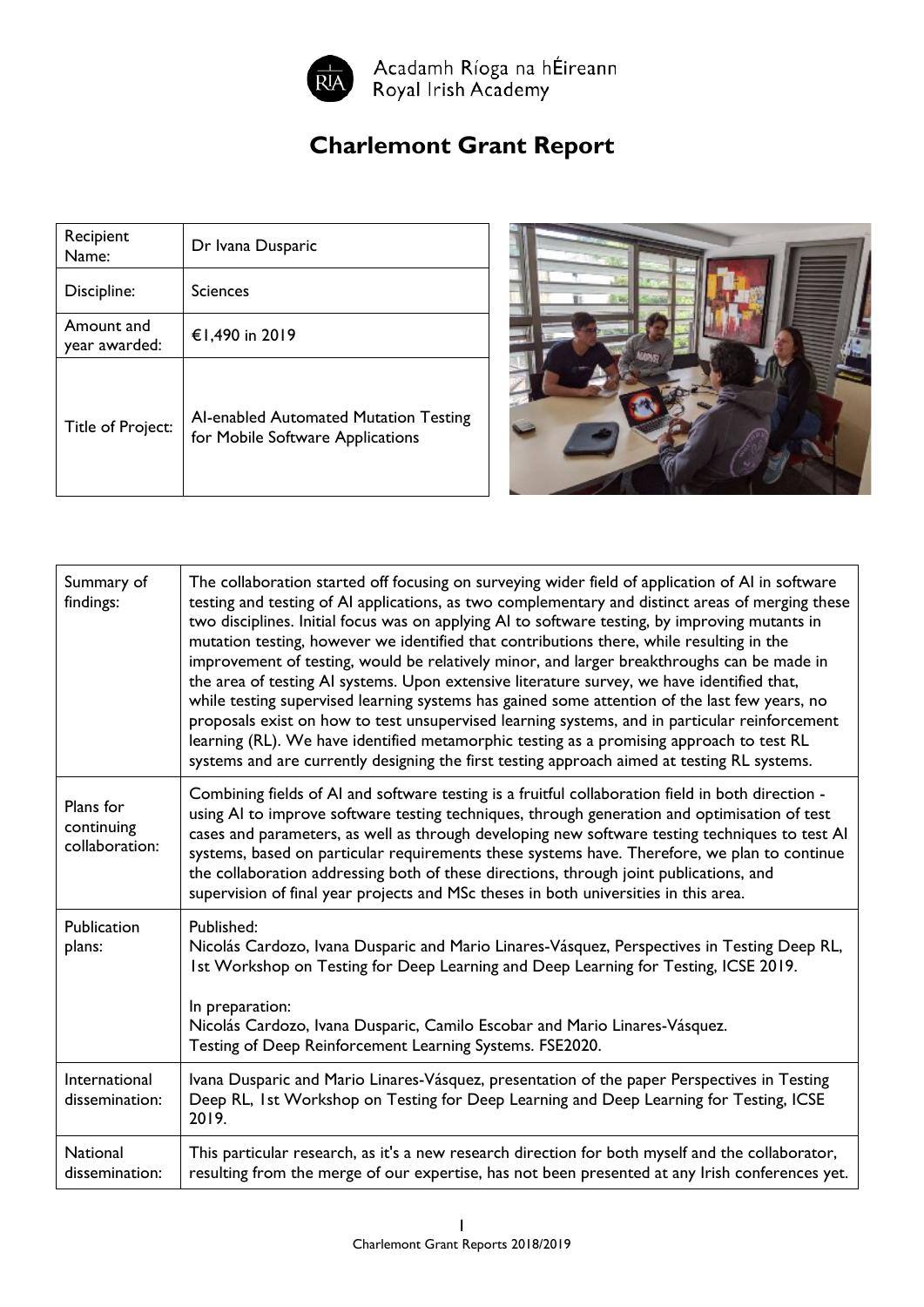Acadamh Ríoga na hÉireann
Royal Irish Academy

# Charlemont Grant Report

| | |
|---|---|
| Recipient Name: | Dr Ivana Dusparic |
| Discipline: | Sciences |
| Amount and year awarded: | €1,490 in 2019 |
| Title of Project: | AI-enabled Automated Mutation Testing for Mobile Software Applications |

| | |
|---|---|
| Summary of findings: | The collaboration started off focusing on surveying wider field of application of AI in software testing and testing of AI applications, as two complementary and distinct areas of merging these two disciplines. Initial focus was on applying AI to software testing, by improving mutants in mutation testing, however we identified that contributions there, while resulting in the improvement of testing, would be relatively minor, and larger breakthroughs can be made in the area of testing AI systems. Upon extensive literature survey, we have identified that, while testing supervised learning systems has gained some attention of the last few years, no proposals exist on how to test unsupervised learning systems, and in particular reinforcement learning (RL). We have identified metamorphic testing as a promising approach to test RL systems and are currently designing the first testing approach aimed at testing RL systems. |
| Plans for continuing collaboration: | Combining fields of AI and software testing is a fruitful collaboration field in both direction - using AI to improve software testing techniques, through generation and optimisation of test cases and parameters, as well as through developing new software testing techniques to test AI systems, based on particular requirements these systems have. Therefore, we plan to continue the collaboration addressing both of these directions, through joint publications, and supervision of final year projects and MSc theses in both universities in this area. |
| Publication plans: | Published:<br>Nicolás Cardozo, Ivana Dusparic and Mario Linares-Vásquez, Perspectives in Testing Deep RL, 1st Workshop on Testing for Deep Learning and Deep Learning for Testing, ICSE 2019.<br><br>In preparation:<br>Nicolás Cardozo, Ivana Dusparic, Camilo Escobar and Mario Linares-Vásquez.<br>Testing of Deep Reinforcement Learning Systems. FSE2020. |
| International dissemination: | Ivana Dusparic and Mario Linares-Vásquez, presentation of the paper Perspectives in Testing Deep RL, 1st Workshop on Testing for Deep Learning and Deep Learning for Testing, ICSE 2019. |
| National dissemination: | This particular research, as it's a new research direction for both myself and the collaborator, resulting from the merge of our expertise, has not been presented at any Irish conferences yet. |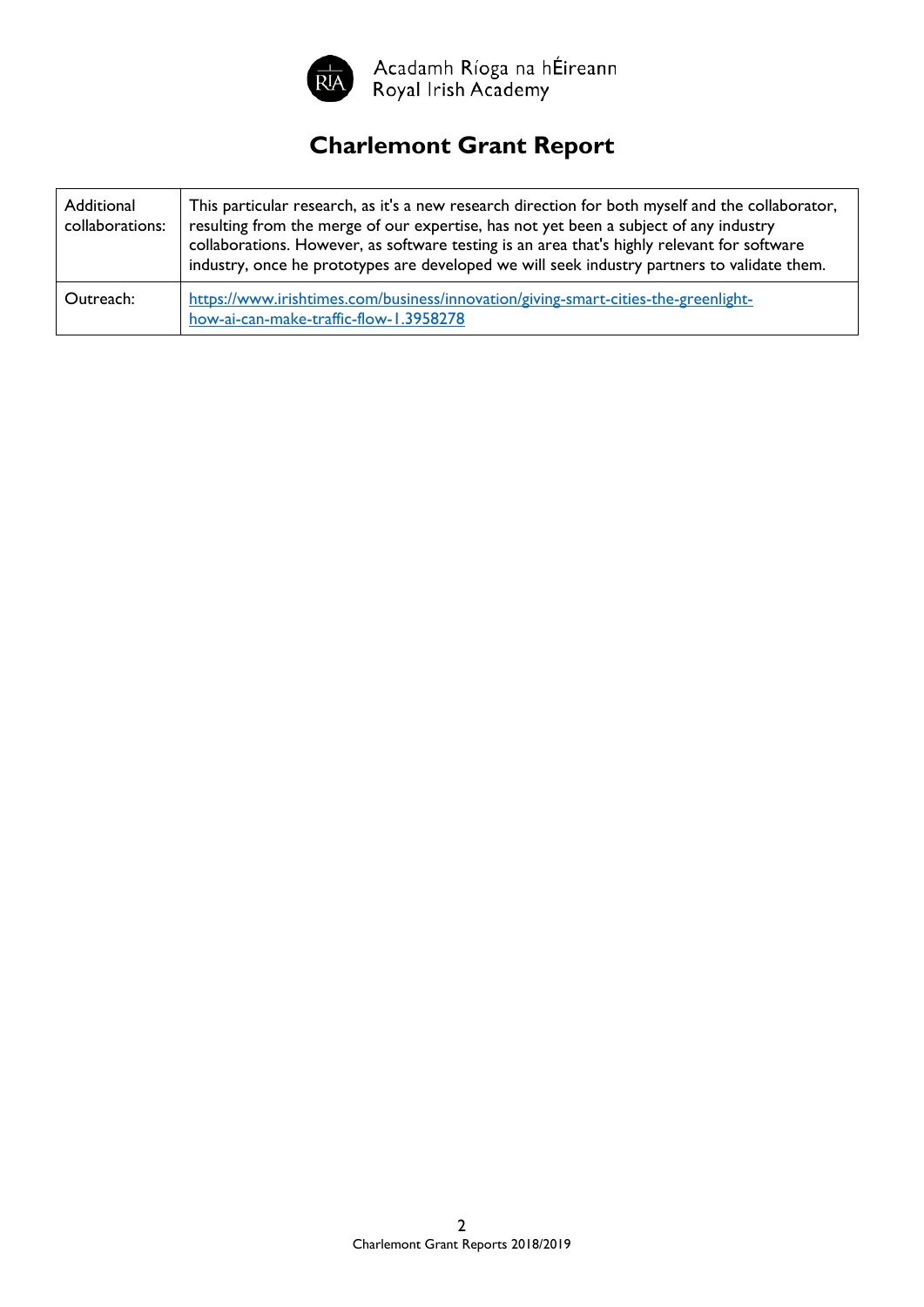# Charlemont Grant Report

| | |
|---|---|
| Additional collaborations: | This particular research, as it's a new research direction for both myself and the collaborator, resulting from the merge of our expertise, has not yet been a subject of any industry collaborations. However, as software testing is an area that's highly relevant for software industry, once he prototypes are developed we will seek industry partners to validate them. |
| Outreach: | [https://www.irishtimes.com/business/innovation/giving-smart-cities-the-greenlight-how-ai-can-make-traffic-flow-1.3958278](https://www.irishtimes.com/business/innovation/giving-smart-cities-the-greenlight-how-ai-can-make-traffic-flow-1.3958278) |